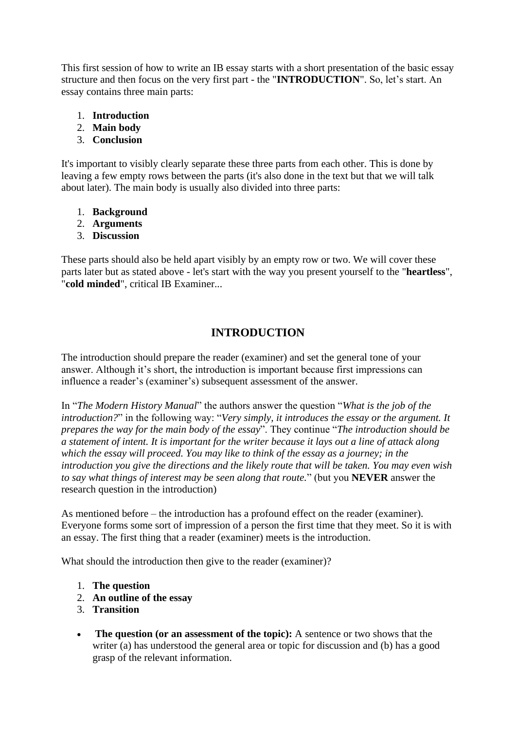This first session of how to write an IB essay starts with a short presentation of the basic essay structure and then focus on the very first part - the "**INTRODUCTION**". So, let's start. An essay contains three main parts:

1. **Introduction**
2. **Main body**
3. **Conclusion**

It's important to visibly clearly separate these three parts from each other. This is done by leaving a few empty rows between the parts (it's also done in the text but that we will talk about later). The main body is usually also divided into three parts:

1. **Background**
2. **Arguments**
3. **Discussion**

These parts should also be held apart visibly by an empty row or two. We will cover these parts later but as stated above - let's start with the way you present yourself to the "**heartless**", "**cold minded**", critical IB Examiner...

## INTRODUCTION

The introduction should prepare the reader (examiner) and set the general tone of your answer. Although it's short, the introduction is important because first impressions can influence a reader's (examiner's) subsequent assessment of the answer.

In "*The Modern History Manual*" the authors answer the question "*What is the job of the introduction?*" in the following way: "*Very simply, it introduces the essay or the argument. It prepares the way for the main body of the essay*". They continue "*The introduction should be a statement of intent. It is important for the writer because it lays out a line of attack along which the essay will proceed. You may like to think of the essay as a journey; in the introduction you give the directions and the likely route that will be taken. You may even wish to say what things of interest may be seen along that route.*" (but you **NEVER** answer the research question in the introduction)

As mentioned before – the introduction has a profound effect on the reader (examiner). Everyone forms some sort of impression of a person the first time that they meet. So it is with an essay. The first thing that a reader (examiner) meets is the introduction.

What should the introduction then give to the reader (examiner)?

1. **The question**
2. **An outline of the essay**
3. **Transition**

- **The question (or an assessment of the topic):** A sentence or two shows that the writer (a) has understood the general area or topic for discussion and (b) has a good grasp of the relevant information.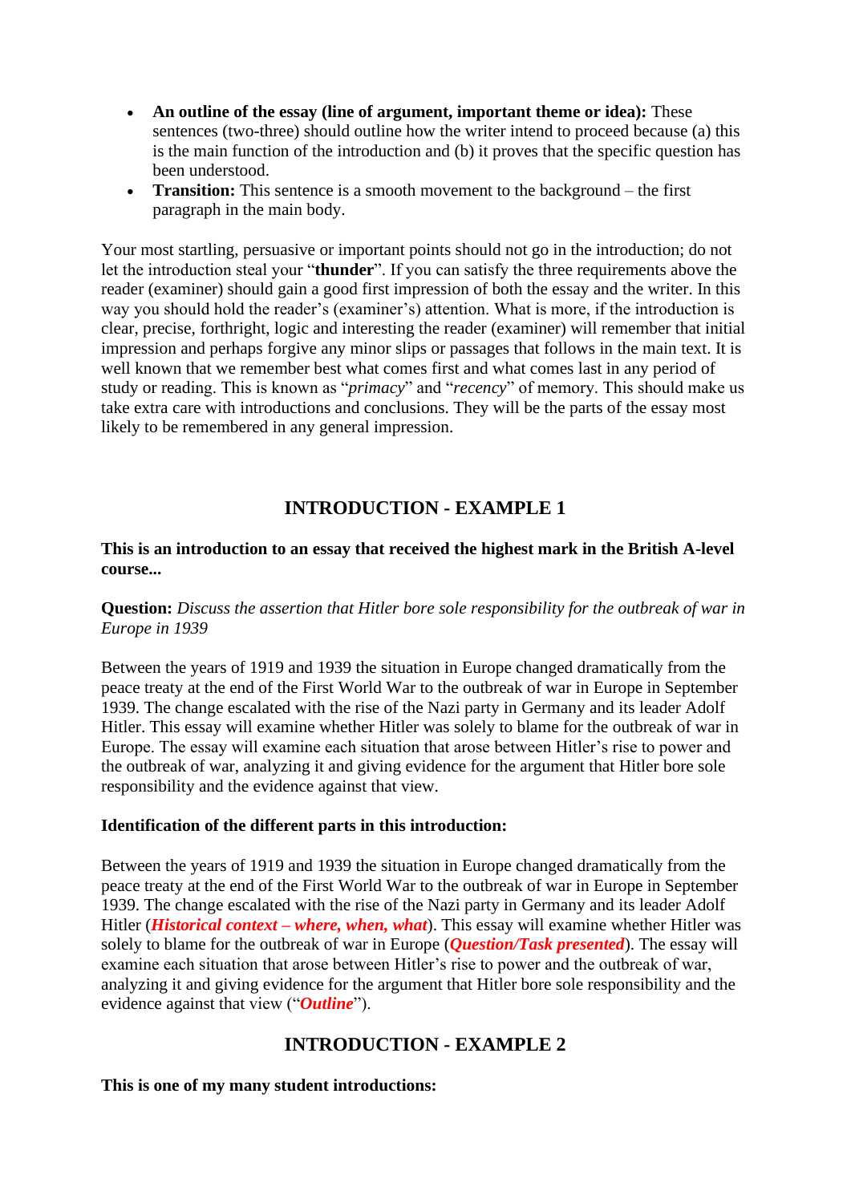- **An outline of the essay (line of argument, important theme or idea):** These sentences (two-three) should outline how the writer intend to proceed because (a) this is the main function of the introduction and (b) it proves that the specific question has been understood.
- **Transition:** This sentence is a smooth movement to the background – the first paragraph in the main body.

Your most startling, persuasive or important points should not go in the introduction; do not let the introduction steal your "**thunder**". If you can satisfy the three requirements above the reader (examiner) should gain a good first impression of both the essay and the writer. In this way you should hold the reader's (examiner's) attention. What is more, if the introduction is clear, precise, forthright, logic and interesting the reader (examiner) will remember that initial impression and perhaps forgive any minor slips or passages that follows in the main text. It is well known that we remember best what comes first and what comes last in any period of study or reading. This is known as "*primacy*" and "*recency*" of memory. This should make us take extra care with introductions and conclusions. They will be the parts of the essay most likely to be remembered in any general impression.

## INTRODUCTION - EXAMPLE 1

**This is an introduction to an essay that received the highest mark in the British A-level course...**

**Question:** *Discuss the assertion that Hitler bore sole responsibility for the outbreak of war in Europe in 1939*

Between the years of 1919 and 1939 the situation in Europe changed dramatically from the peace treaty at the end of the First World War to the outbreak of war in Europe in September 1939. The change escalated with the rise of the Nazi party in Germany and its leader Adolf Hitler. This essay will examine whether Hitler was solely to blame for the outbreak of war in Europe. The essay will examine each situation that arose between Hitler's rise to power and the outbreak of war, analyzing it and giving evidence for the argument that Hitler bore sole responsibility and the evidence against that view.

**Identification of the different parts in this introduction:**

Between the years of 1919 and 1939 the situation in Europe changed dramatically from the peace treaty at the end of the First World War to the outbreak of war in Europe in September 1939. The change escalated with the rise of the Nazi party in Germany and its leader Adolf Hitler (***Historical context – where, when, what***). This essay will examine whether Hitler was solely to blame for the outbreak of war in Europe (***Question/Task presented***). The essay will examine each situation that arose between Hitler's rise to power and the outbreak of war, analyzing it and giving evidence for the argument that Hitler bore sole responsibility and the evidence against that view ("***Outline***").

## INTRODUCTION - EXAMPLE 2

**This is one of my many student introductions:**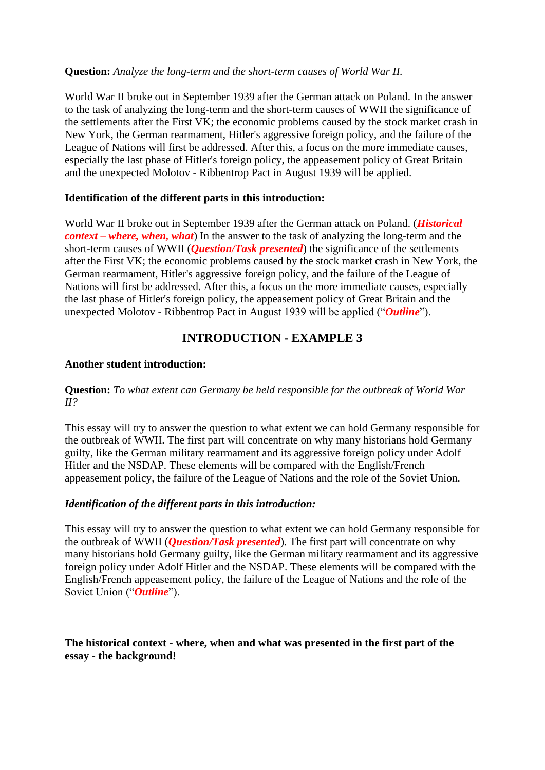**Question:** *Analyze the long-term and the short-term causes of World War II.*

World War II broke out in September 1939 after the German attack on Poland. In the answer to the task of analyzing the long-term and the short-term causes of WWII the significance of the settlements after the First VK; the economic problems caused by the stock market crash in New York, the German rearmament, Hitler's aggressive foreign policy, and the failure of the League of Nations will first be addressed. After this, a focus on the more immediate causes, especially the last phase of Hitler's foreign policy, the appeasement policy of Great Britain and the unexpected Molotov - Ribbentrop Pact in August 1939 will be applied.

**Identification of the different parts in this introduction:**

World War II broke out in September 1939 after the German attack on Poland. (***Historical context – where, when, what***) In the answer to the task of analyzing the long-term and the short-term causes of WWII (***Question/Task presented***) the significance of the settlements after the First VK; the economic problems caused by the stock market crash in New York, the German rearmament, Hitler's aggressive foreign policy, and the failure of the League of Nations will first be addressed. After this, a focus on the more immediate causes, especially the last phase of Hitler's foreign policy, the appeasement policy of Great Britain and the unexpected Molotov - Ribbentrop Pact in August 1939 will be applied ("***Outline***").

## INTRODUCTION - EXAMPLE 3

**Another student introduction:**

**Question:** *To what extent can Germany be held responsible for the outbreak of World War II?*

This essay will try to answer the question to what extent we can hold Germany responsible for the outbreak of WWII. The first part will concentrate on why many historians hold Germany guilty, like the German military rearmament and its aggressive foreign policy under Adolf Hitler and the NSDAP. These elements will be compared with the English/French appeasement policy, the failure of the League of Nations and the role of the Soviet Union.

***Identification of the different parts in this introduction:***

This essay will try to answer the question to what extent we can hold Germany responsible for the outbreak of WWII (***Question/Task presented***). The first part will concentrate on why many historians hold Germany guilty, like the German military rearmament and its aggressive foreign policy under Adolf Hitler and the NSDAP. These elements will be compared with the English/French appeasement policy, the failure of the League of Nations and the role of the Soviet Union ("***Outline***").

**The historical context - where, when and what was presented in the first part of the essay - the background!**